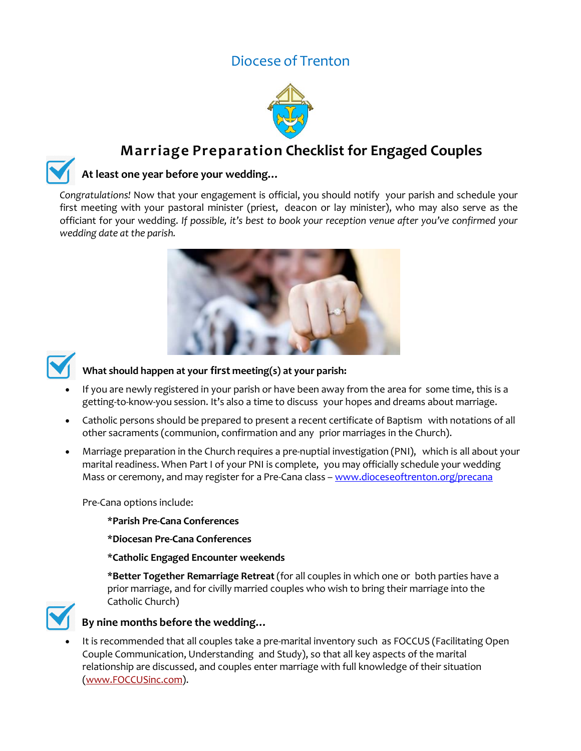Diocese of Trenton

# Marriage Preparation Checklist for Engaged Couples

## At least one year before your wedding…

*Congratulations!* Now that your engagement is official, you should notify your parish and schedule your first meeting with your pastoral minister (priest, deacon or lay minister), who may also serve as the officiant for your wedding. *If possible, it's best to book your reception venue after you've confirmed your wedding date at the parish.*

## What should happen at your first meeting(s) at your parish:

- If you are newly registered in your parish or have been away from the area for some time, this is a getting-to-know-you session. It's also a time to discuss your hopes and dreams about marriage.
- Catholic persons should be prepared to present a recent certificate of Baptism with notations of all other sacraments (communion, confirmation and any prior marriages in the Church).
- Marriage preparation in the Church requires a pre-nuptial investigation (PNI), which is all about your marital readiness. When Part I of your PNI is complete, you may officially schedule your wedding Mass or ceremony, and may register for a Pre-Cana class – www.dioceseoftrenton.org/precana

  Pre-Cana options include:

  **\*Parish Pre-Cana Conferences**

  **\*Diocesan Pre-Cana Conferences**

  **\*Catholic Engaged Encounter weekends**

  **\*Better Together Remarriage Retreat** (for all couples in which one or both parties have a prior marriage, and for civilly married couples who wish to bring their marriage into the Catholic Church)

## By nine months before the wedding…

- It is recommended that all couples take a pre-marital inventory such as FOCCUS (Facilitating Open Couple Communication, Understanding and Study), so that all key aspects of the marital relationship are discussed, and couples enter marriage with full knowledge of their situation (www.FOCCUSinc.com).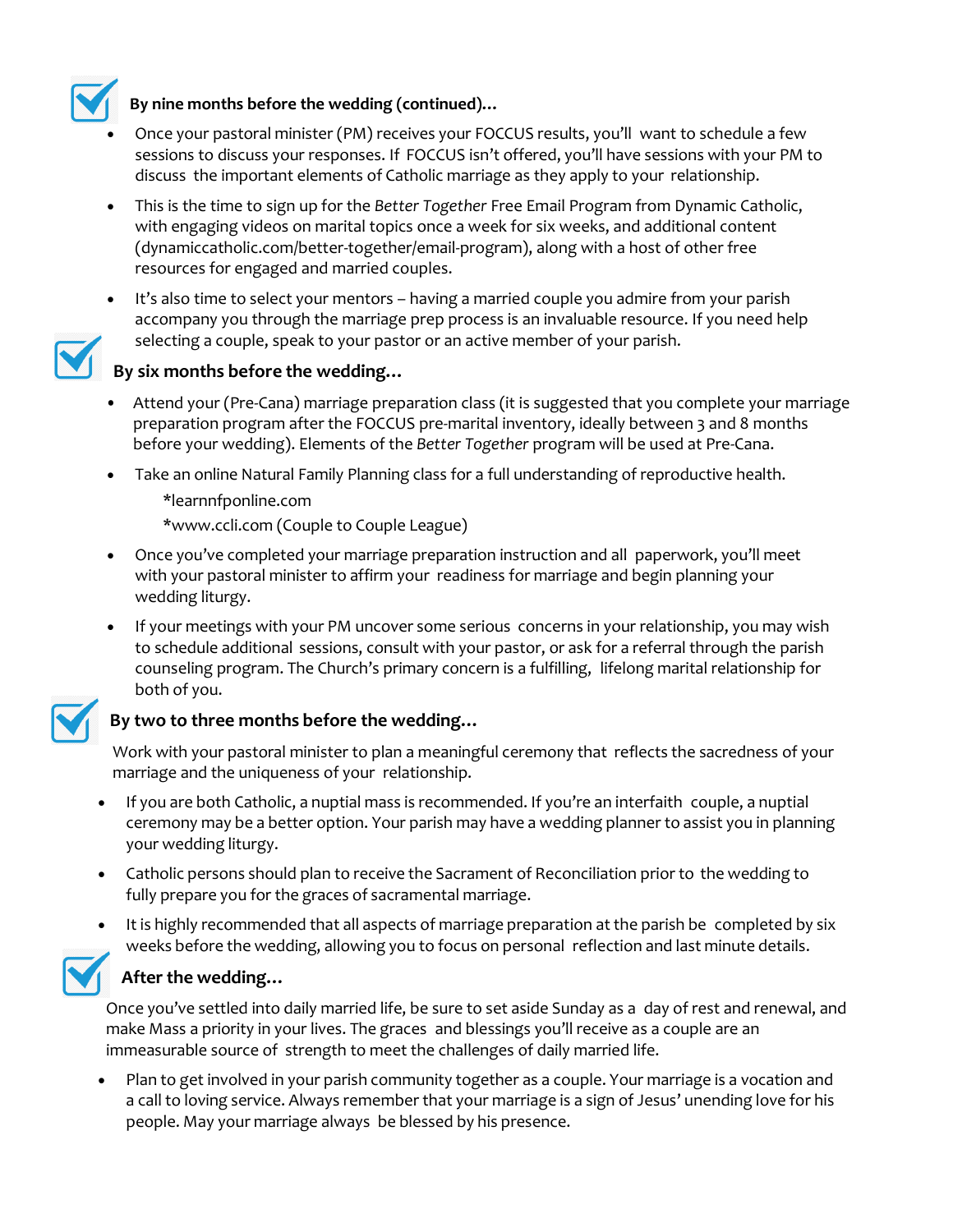### By nine months before the wedding (continued)…

- Once your pastoral minister (PM) receives your FOCCUS results, you'll want to schedule a few sessions to discuss your responses. If FOCCUS isn't offered, you'll have sessions with your PM to discuss the important elements of Catholic marriage as they apply to your relationship.
- This is the time to sign up for the *Better Together* Free Email Program from Dynamic Catholic, with engaging videos on marital topics once a week for six weeks, and additional content (dynamiccatholic.com/better-together/email-program), along with a host of other free resources for engaged and married couples.
- It's also time to select your mentors – having a married couple you admire from your parish accompany you through the marriage prep process is an invaluable resource. If you need help selecting a couple, speak to your pastor or an active member of your parish.

### By six months before the wedding…

- Attend your (Pre-Cana) marriage preparation class (it is suggested that you complete your marriage preparation program after the FOCCUS pre-marital inventory, ideally between 3 and 8 months before your wedding). Elements of the *Better Together* program will be used at Pre-Cana.
- Take an online Natural Family Planning class for a full understanding of reproductive health.

  *learnnfponline.com

  *www.ccli.com (Couple to Couple League)
- Once you've completed your marriage preparation instruction and all paperwork, you'll meet with your pastoral minister to affirm your readiness for marriage and begin planning your wedding liturgy.
- If your meetings with your PM uncover some serious concerns in your relationship, you may wish to schedule additional sessions, consult with your pastor, or ask for a referral through the parish counseling program. The Church's primary concern is a fulfilling, lifelong marital relationship for both of you.

### By two to three months before the wedding…

Work with your pastoral minister to plan a meaningful ceremony that reflects the sacredness of your marriage and the uniqueness of your relationship.

- If you are both Catholic, a nuptial mass is recommended. If you're an interfaith couple, a nuptial ceremony may be a better option. Your parish may have a wedding planner to assist you in planning your wedding liturgy.
- Catholic persons should plan to receive the Sacrament of Reconciliation prior to the wedding to fully prepare you for the graces of sacramental marriage.
- It is highly recommended that all aspects of marriage preparation at the parish be completed by six weeks before the wedding, allowing you to focus on personal reflection and last minute details.

### After the wedding…

Once you've settled into daily married life, be sure to set aside Sunday as a day of rest and renewal, and make Mass a priority in your lives. The graces and blessings you'll receive as a couple are an immeasurable source of strength to meet the challenges of daily married life.

- Plan to get involved in your parish community together as a couple. Your marriage is a vocation and a call to loving service. Always remember that your marriage is a sign of Jesus' unending love for his people. May your marriage always be blessed by his presence.